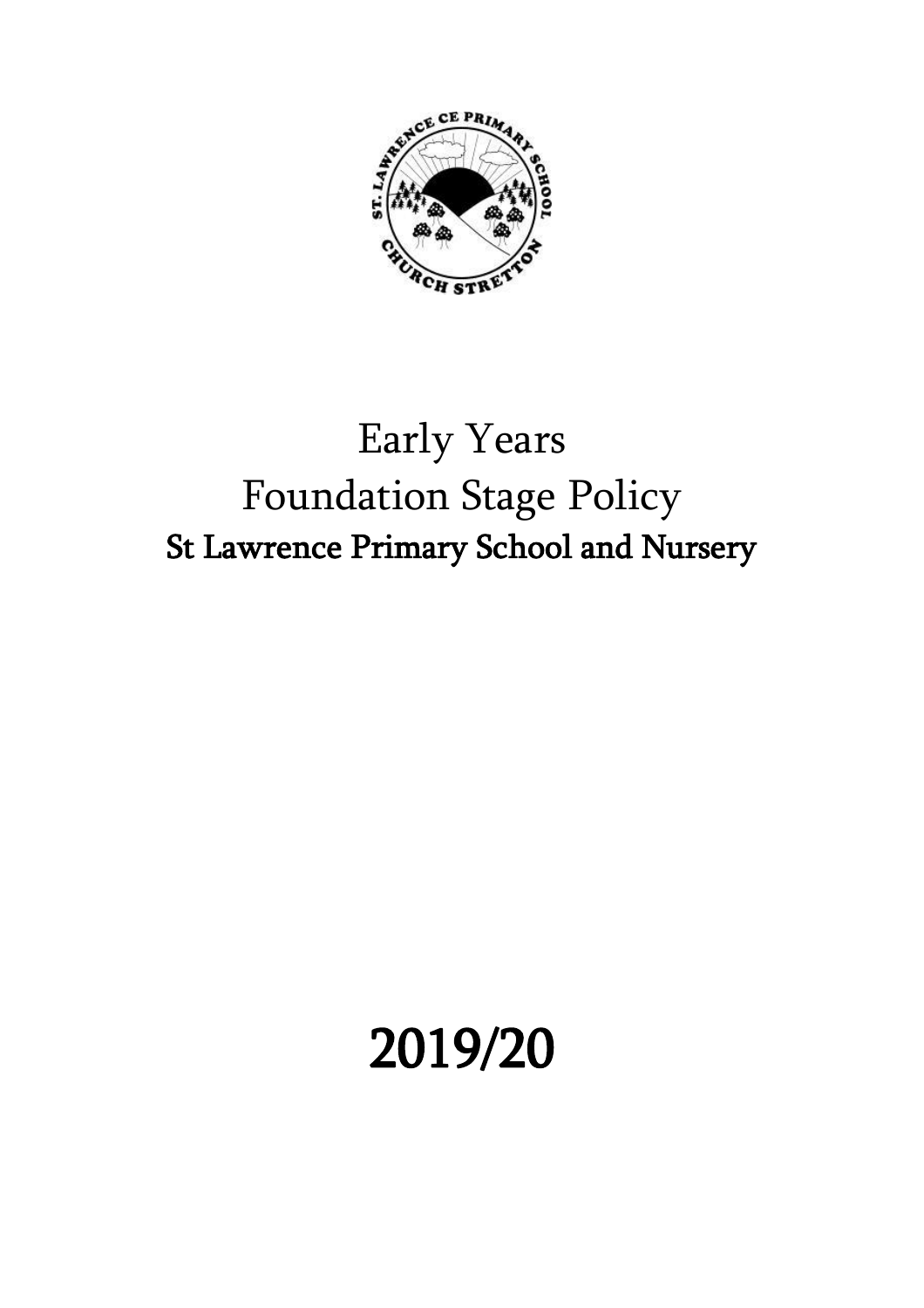# Early Years Foundation Stage Policy

## St Lawrence Primary School and Nursery

# 2019/20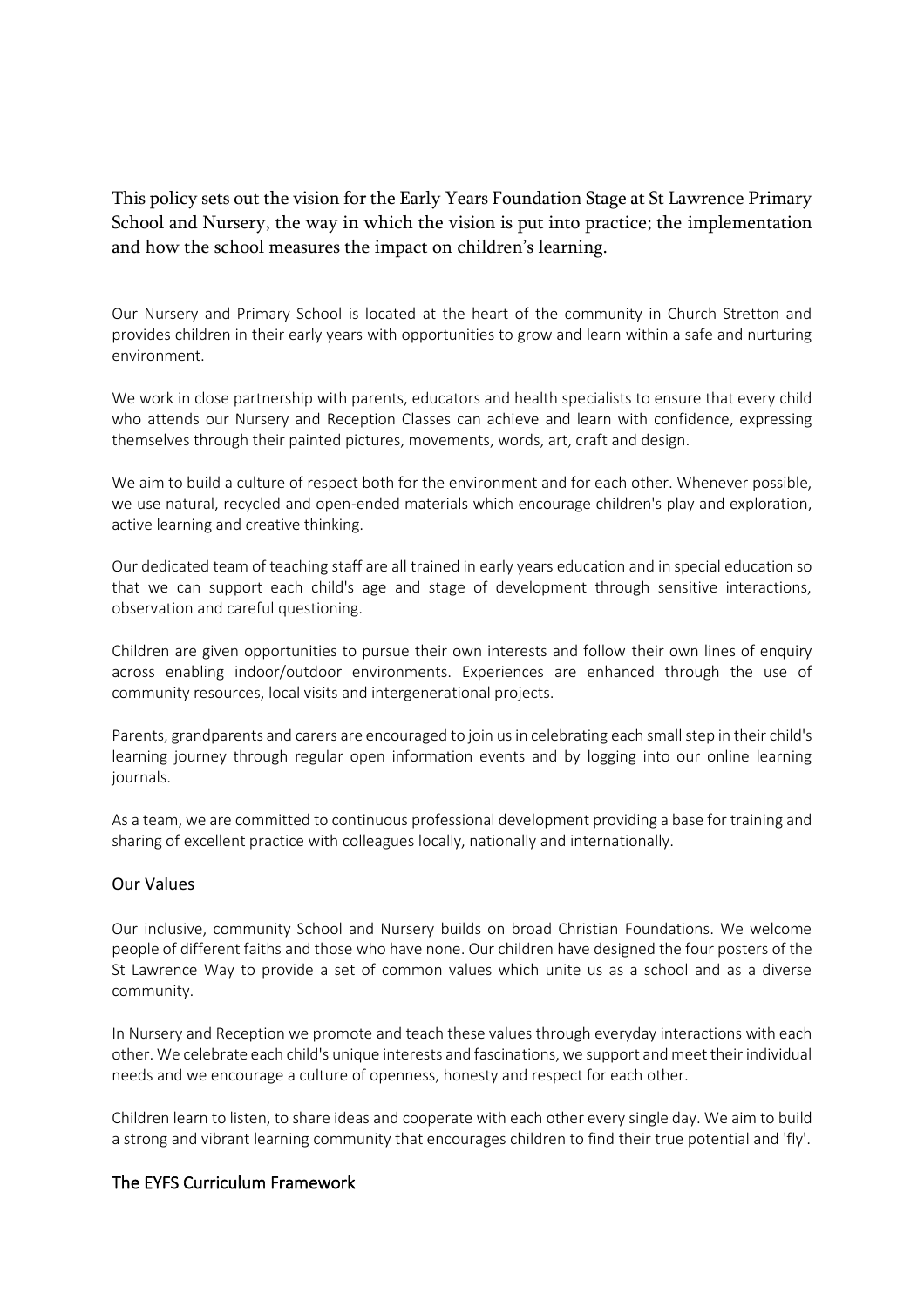This policy sets out the vision for the Early Years Foundation Stage at St Lawrence Primary School and Nursery, the way in which the vision is put into practice; the implementation and how the school measures the impact on children's learning.

Our Nursery and Primary School is located at the heart of the community in Church Stretton and provides children in their early years with opportunities to grow and learn within a safe and nurturing environment.

We work in close partnership with parents, educators and health specialists to ensure that every child who attends our Nursery and Reception Classes can achieve and learn with confidence, expressing themselves through their painted pictures, movements, words, art, craft and design.

We aim to build a culture of respect both for the environment and for each other. Whenever possible, we use natural, recycled and open-ended materials which encourage children's play and exploration, active learning and creative thinking.

Our dedicated team of teaching staff are all trained in early years education and in special education so that we can support each child's age and stage of development through sensitive interactions, observation and careful questioning.

Children are given opportunities to pursue their own interests and follow their own lines of enquiry across enabling indoor/outdoor environments. Experiences are enhanced through the use of community resources, local visits and intergenerational projects.

Parents, grandparents and carers are encouraged to join us in celebrating each small step in their child's learning journey through regular open information events and by logging into our online learning journals.

As a team, we are committed to continuous professional development providing a base for training and sharing of excellent practice with colleagues locally, nationally and internationally.

## Our Values

Our inclusive, community School and Nursery builds on broad Christian Foundations. We welcome people of different faiths and those who have none. Our children have designed the four posters of the St Lawrence Way to provide a set of common values which unite us as a school and as a diverse community.

In Nursery and Reception we promote and teach these values through everyday interactions with each other. We celebrate each child's unique interests and fascinations, we support and meet their individual needs and we encourage a culture of openness, honesty and respect for each other.

Children learn to listen, to share ideas and cooperate with each other every single day. We aim to build a strong and vibrant learning community that encourages children to find their true potential and 'fly'.

## The EYFS Curriculum Framework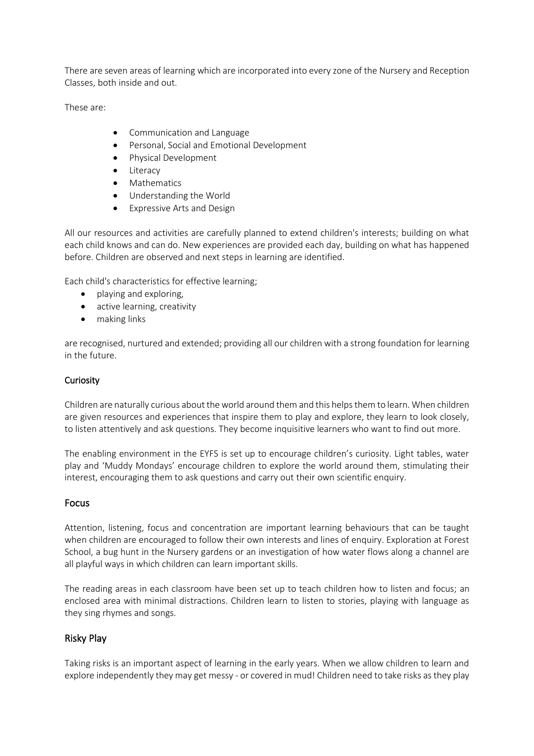There are seven areas of learning which are incorporated into every zone of the Nursery and Reception Classes, both inside and out.

These are:

- Communication and Language
- Personal, Social and Emotional Development
- Physical Development
- Literacy
- Mathematics
- Understanding the World
- Expressive Arts and Design

All our resources and activities are carefully planned to extend children's interests; building on what each child knows and can do. New experiences are provided each day, building on what has happened before. Children are observed and next steps in learning are identified.

Each child's characteristics for effective learning;

- playing and exploring,
- active learning, creativity
- making links

are recognised, nurtured and extended; providing all our children with a strong foundation for learning in the future.

### Curiosity

Children are naturally curious about the world around them and this helps them to learn. When children are given resources and experiences that inspire them to play and explore, they learn to look closely, to listen attentively and ask questions. They become inquisitive learners who want to find out more.

The enabling environment in the EYFS is set up to encourage children's curiosity. Light tables, water play and 'Muddy Mondays' encourage children to explore the world around them, stimulating their interest, encouraging them to ask questions and carry out their own scientific enquiry.

## Focus

Attention, listening, focus and concentration are important learning behaviours that can be taught when children are encouraged to follow their own interests and lines of enquiry. Exploration at Forest School, a bug hunt in the Nursery gardens or an investigation of how water flows along a channel are all playful ways in which children can learn important skills.

The reading areas in each classroom have been set up to teach children how to listen and focus; an enclosed area with minimal distractions. Children learn to listen to stories, playing with language as they sing rhymes and songs.

## Risky Play

Taking risks is an important aspect of learning in the early years. When we allow children to learn and explore independently they may get messy - or covered in mud! Children need to take risks as they play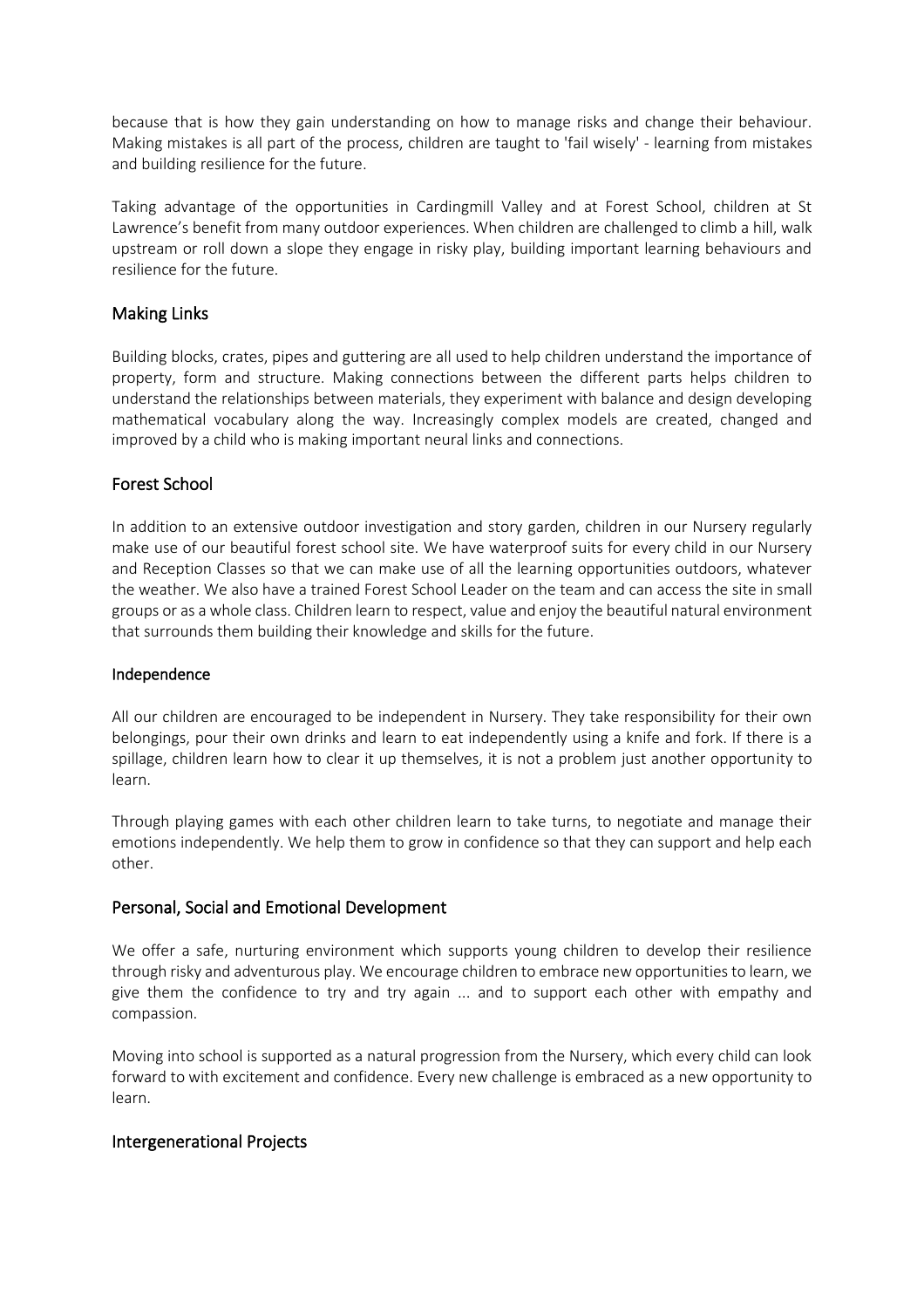because that is how they gain understanding on how to manage risks and change their behaviour. Making mistakes is all part of the process, children are taught to 'fail wisely' - learning from mistakes and building resilience for the future.

Taking advantage of the opportunities in Cardingmill Valley and at Forest School, children at St Lawrence's benefit from many outdoor experiences. When children are challenged to climb a hill, walk upstream or roll down a slope they engage in risky play, building important learning behaviours and resilience for the future.

## Making Links

Building blocks, crates, pipes and guttering are all used to help children understand the importance of property, form and structure. Making connections between the different parts helps children to understand the relationships between materials, they experiment with balance and design developing mathematical vocabulary along the way. Increasingly complex models are created, changed and improved by a child who is making important neural links and connections.

## Forest School

In addition to an extensive outdoor investigation and story garden, children in our Nursery regularly make use of our beautiful forest school site. We have waterproof suits for every child in our Nursery and Reception Classes so that we can make use of all the learning opportunities outdoors, whatever the weather. We also have a trained Forest School Leader on the team and can access the site in small groups or as a whole class. Children learn to respect, value and enjoy the beautiful natural environment that surrounds them building their knowledge and skills for the future.

### Independence

All our children are encouraged to be independent in Nursery. They take responsibility for their own belongings, pour their own drinks and learn to eat independently using a knife and fork. If there is a spillage, children learn how to clear it up themselves, it is not a problem just another opportunity to learn.

Through playing games with each other children learn to take turns, to negotiate and manage their emotions independently. We help them to grow in confidence so that they can support and help each other.

## Personal, Social and Emotional Development

We offer a safe, nurturing environment which supports young children to develop their resilience through risky and adventurous play. We encourage children to embrace new opportunities to learn, we give them the confidence to try and try again ... and to support each other with empathy and compassion.

Moving into school is supported as a natural progression from the Nursery, which every child can look forward to with excitement and confidence. Every new challenge is embraced as a new opportunity to learn.

## Intergenerational Projects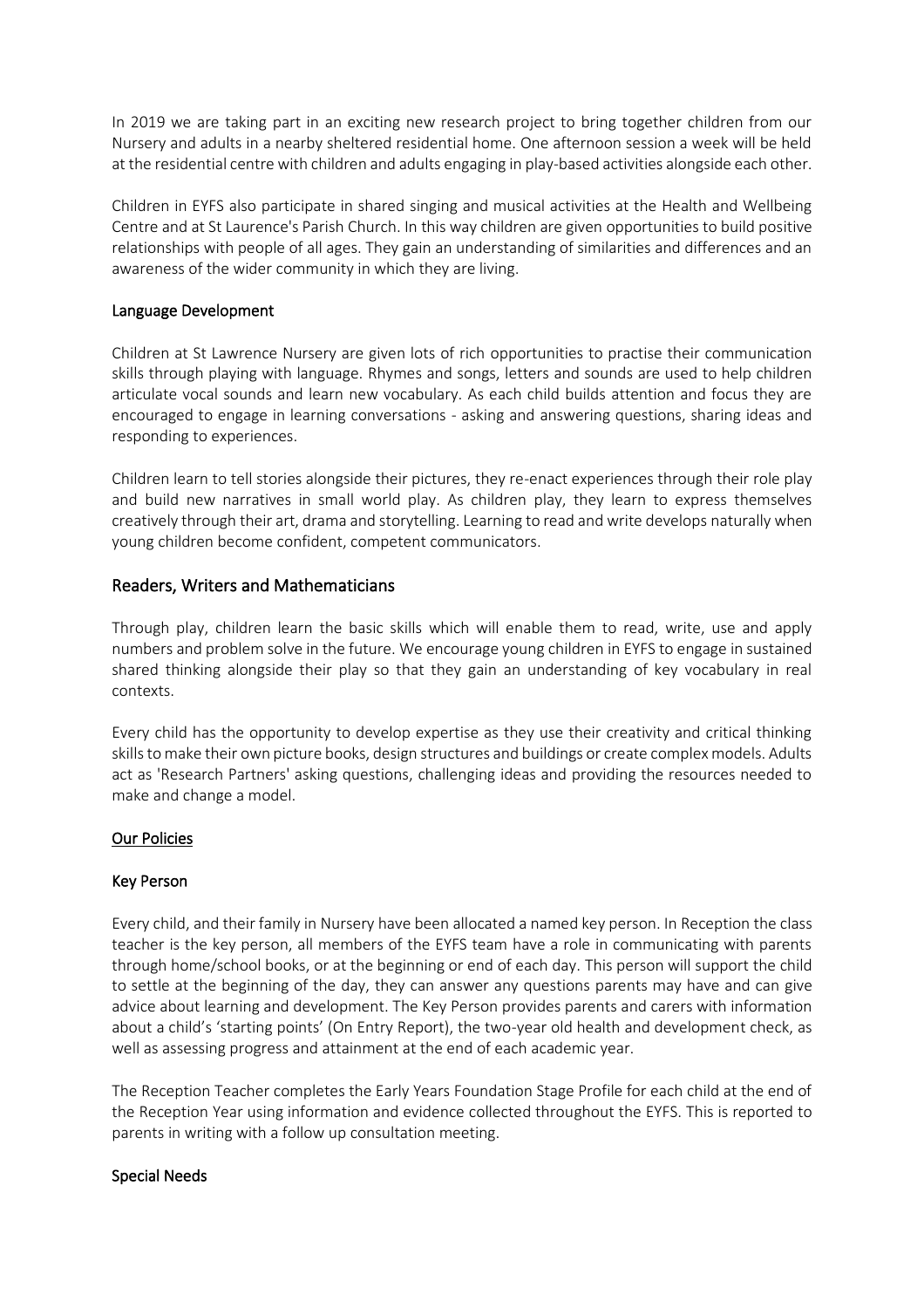In 2019 we are taking part in an exciting new research project to bring together children from our Nursery and adults in a nearby sheltered residential home. One afternoon session a week will be held at the residential centre with children and adults engaging in play-based activities alongside each other.

Children in EYFS also participate in shared singing and musical activities at the Health and Wellbeing Centre and at St Laurence's Parish Church. In this way children are given opportunities to build positive relationships with people of all ages. They gain an understanding of similarities and differences and an awareness of the wider community in which they are living.

### Language Development

Children at St Lawrence Nursery are given lots of rich opportunities to practise their communication skills through playing with language. Rhymes and songs, letters and sounds are used to help children articulate vocal sounds and learn new vocabulary. As each child builds attention and focus they are encouraged to engage in learning conversations - asking and answering questions, sharing ideas and responding to experiences.

Children learn to tell stories alongside their pictures, they re-enact experiences through their role play and build new narratives in small world play. As children play, they learn to express themselves creatively through their art, drama and storytelling. Learning to read and write develops naturally when young children become confident, competent communicators.

## Readers, Writers and Mathematicians

Through play, children learn the basic skills which will enable them to read, write, use and apply numbers and problem solve in the future. We encourage young children in EYFS to engage in sustained shared thinking alongside their play so that they gain an understanding of key vocabulary in real contexts.

Every child has the opportunity to develop expertise as they use their creativity and critical thinking skills to make their own picture books, design structures and buildings or create complex models. Adults act as 'Research Partners' asking questions, challenging ideas and providing the resources needed to make and change a model.

## Our Policies

### Key Person

Every child, and their family in Nursery have been allocated a named key person. In Reception the class teacher is the key person, all members of the EYFS team have a role in communicating with parents through home/school books, or at the beginning or end of each day. This person will support the child to settle at the beginning of the day, they can answer any questions parents may have and can give advice about learning and development. The Key Person provides parents and carers with information about a child's 'starting points' (On Entry Report), the two-year old health and development check, as well as assessing progress and attainment at the end of each academic year.

The Reception Teacher completes the Early Years Foundation Stage Profile for each child at the end of the Reception Year using information and evidence collected throughout the EYFS. This is reported to parents in writing with a follow up consultation meeting.

### Special Needs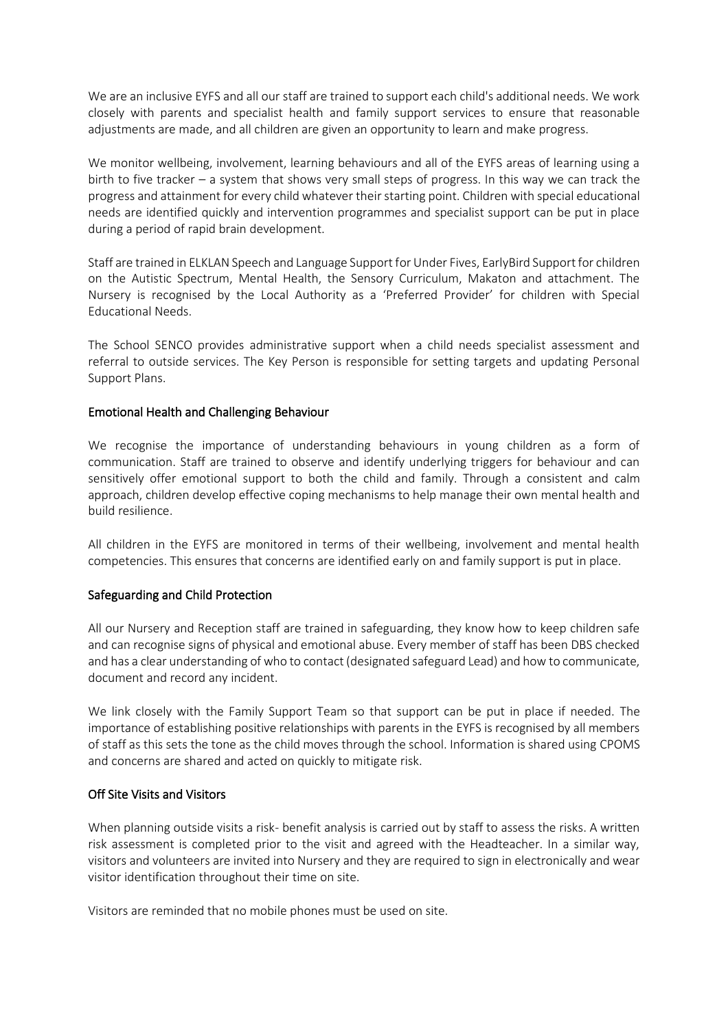We are an inclusive EYFS and all our staff are trained to support each child's additional needs. We work closely with parents and specialist health and family support services to ensure that reasonable adjustments are made, and all children are given an opportunity to learn and make progress.

We monitor wellbeing, involvement, learning behaviours and all of the EYFS areas of learning using a birth to five tracker – a system that shows very small steps of progress. In this way we can track the progress and attainment for every child whatever their starting point. Children with special educational needs are identified quickly and intervention programmes and specialist support can be put in place during a period of rapid brain development.

Staff are trained in ELKLAN Speech and Language Support for Under Fives, EarlyBird Support for children on the Autistic Spectrum, Mental Health, the Sensory Curriculum, Makaton and attachment. The Nursery is recognised by the Local Authority as a 'Preferred Provider' for children with Special Educational Needs.

The School SENCO provides administrative support when a child needs specialist assessment and referral to outside services. The Key Person is responsible for setting targets and updating Personal Support Plans.

## Emotional Health and Challenging Behaviour

We recognise the importance of understanding behaviours in young children as a form of communication. Staff are trained to observe and identify underlying triggers for behaviour and can sensitively offer emotional support to both the child and family. Through a consistent and calm approach, children develop effective coping mechanisms to help manage their own mental health and build resilience.

All children in the EYFS are monitored in terms of their wellbeing, involvement and mental health competencies. This ensures that concerns are identified early on and family support is put in place.

## Safeguarding and Child Protection

All our Nursery and Reception staff are trained in safeguarding, they know how to keep children safe and can recognise signs of physical and emotional abuse. Every member of staff has been DBS checked and has a clear understanding of who to contact (designated safeguard Lead) and how to communicate, document and record any incident.

We link closely with the Family Support Team so that support can be put in place if needed. The importance of establishing positive relationships with parents in the EYFS is recognised by all members of staff as this sets the tone as the child moves through the school. Information is shared using CPOMS and concerns are shared and acted on quickly to mitigate risk.

## Off Site Visits and Visitors

When planning outside visits a risk- benefit analysis is carried out by staff to assess the risks. A written risk assessment is completed prior to the visit and agreed with the Headteacher. In a similar way, visitors and volunteers are invited into Nursery and they are required to sign in electronically and wear visitor identification throughout their time on site.

Visitors are reminded that no mobile phones must be used on site.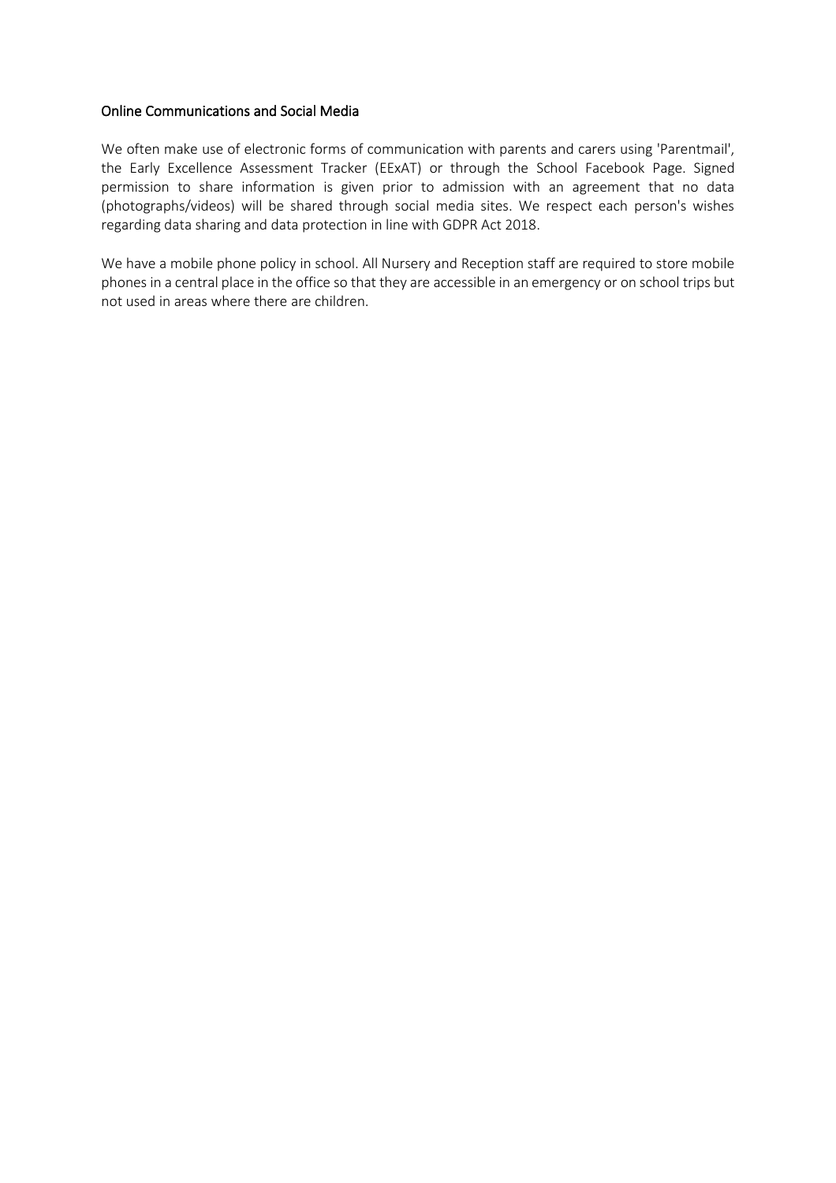## Online Communications and Social Media

We often make use of electronic forms of communication with parents and carers using 'Parentmail', the Early Excellence Assessment Tracker (EExAT) or through the School Facebook Page. Signed permission to share information is given prior to admission with an agreement that no data (photographs/videos) will be shared through social media sites. We respect each person's wishes regarding data sharing and data protection in line with GDPR Act 2018.

We have a mobile phone policy in school. All Nursery and Reception staff are required to store mobile phones in a central place in the office so that they are accessible in an emergency or on school trips but not used in areas where there are children.